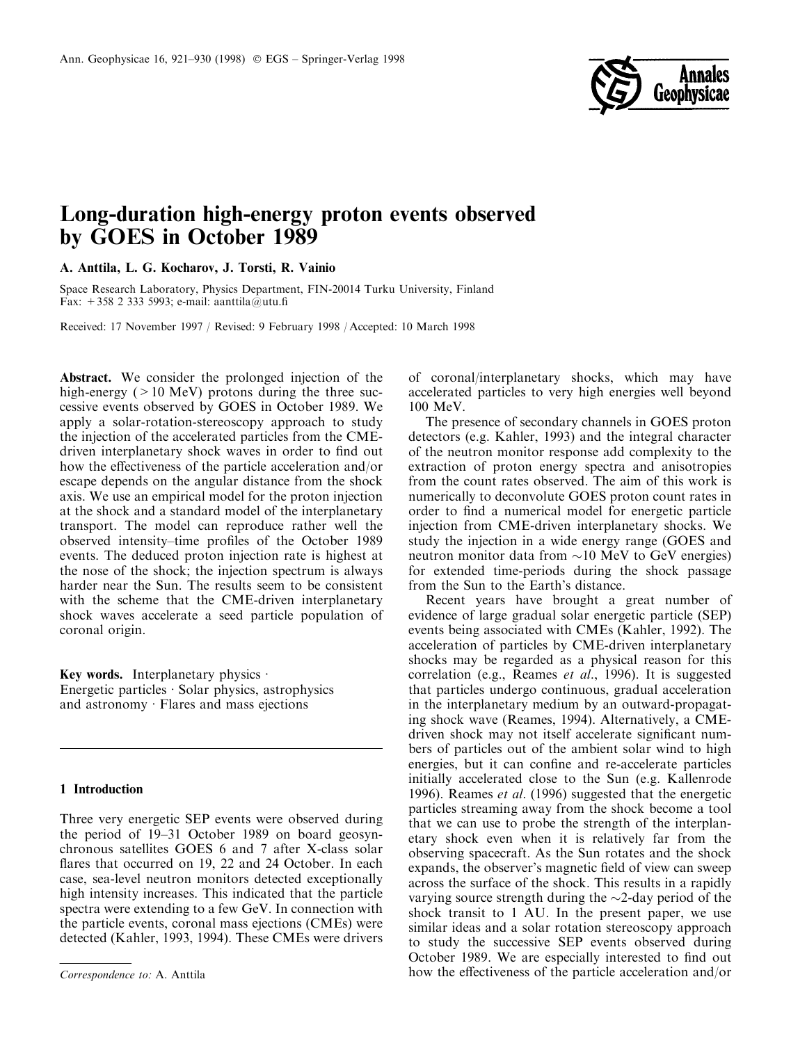# Long-duration high-energy proton events observed by GOES in October 1989

**A. Anttila, L. G. Kocharov, J. Torsti, R. Vainio**

Space Research Laboratory, Physics Department, FIN-20014 Turku University, Finland
Fax: +358 2 333 5993; e-mail: aanttila@utu.fi

Received: 17 November 1997 / Revised: 9 February 1998 / Accepted: 10 March 1998

**Abstract.** We consider the prolonged injection of the high-energy ($>10$ MeV) protons during the three successive events observed by GOES in October 1989. We apply a solar-rotation-stereoscopy approach to study the injection of the accelerated particles from the CME-driven interplanetary shock waves in order to find out how the effectiveness of the particle acceleration and/or escape depends on the angular distance from the shock axis. We use an empirical model for the proton injection at the shock and a standard model of the interplanetary transport. The model can reproduce rather well the observed intensity–time profiles of the October 1989 events. The deduced proton injection rate is highest at the nose of the shock; the injection spectrum is always harder near the Sun. The results seem to be consistent with the scheme that the CME-driven interplanetary shock waves accelerate a seed particle population of coronal origin.

**Key words.** Interplanetary physics · Energetic particles · Solar physics, astrophysics and astronomy · Flares and mass ejections

## 1 Introduction

Three very energetic SEP events were observed during the period of 19–31 October 1989 on board geosynchronous satellites GOES 6 and 7 after X-class solar flares that occurred on 19, 22 and 24 October. In each case, sea-level neutron monitors detected exceptionally high intensity increases. This indicated that the particle spectra were extending to a few GeV. In connection with the particle events, coronal mass ejections (CMEs) were detected (Kahler, 1993, 1994). These CMEs were drivers of coronal/interplanetary shocks, which may have accelerated particles to very high energies well beyond 100 MeV.

The presence of secondary channels in GOES proton detectors (e.g. Kahler, 1993) and the integral character of the neutron monitor response add complexity to the extraction of proton energy spectra and anisotropies from the count rates observed. The aim of this work is numerically to deconvolute GOES proton count rates in order to find a numerical model for energetic particle injection from CME-driven interplanetary shocks. We study the injection in a wide energy range (GOES and neutron monitor data from ~10 MeV to GeV energies) for extended time-periods during the shock passage from the Sun to the Earth's distance.

Recent years have brought a great number of evidence of large gradual solar energetic particle (SEP) events being associated with CMEs (Kahler, 1992). The acceleration of particles by CME-driven interplanetary shocks may be regarded as a physical reason for this correlation (e.g., Reames *et al.*, 1996). It is suggested that particles undergo continuous, gradual acceleration in the interplanetary medium by an outward-propagating shock wave (Reames, 1994). Alternatively, a CME-driven shock may not itself accelerate significant numbers of particles out of the ambient solar wind to high energies, but it can confine and re-accelerate particles initially accelerated close to the Sun (e.g. Kallenrode 1996). Reames *et al.* (1996) suggested that the energetic particles streaming away from the shock become a tool that we can use to probe the strength of the interplanetary shock even when it is relatively far from the observing spacecraft. As the Sun rotates and the shock expands, the observer's magnetic field of view can sweep across the surface of the shock. This results in a rapidly varying source strength during the ~2-day period of the shock transit to 1 AU. In the present paper, we use similar ideas and a solar rotation stereoscopy approach to study the successive SEP events observed during October 1989. We are especially interested to find out how the effectiveness of the particle acceleration and/or

*Correspondence to:* A. Anttila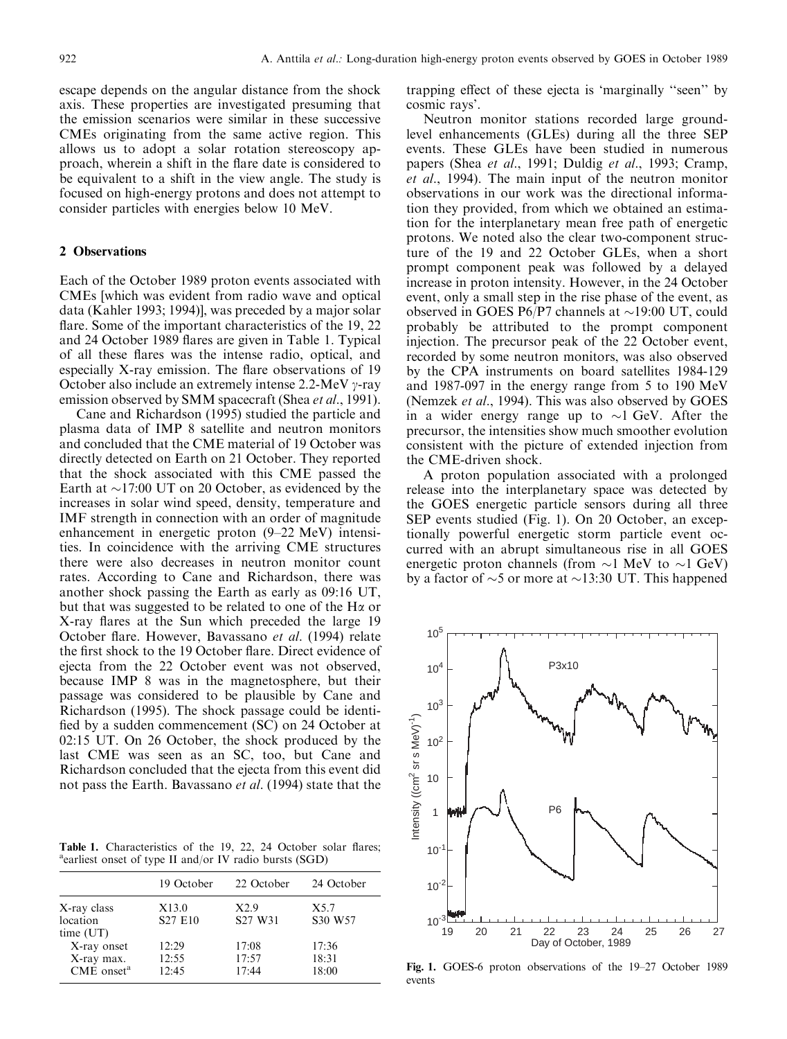escape depends on the angular distance from the shock axis. These properties are investigated presuming that the emission scenarios were similar in these successive CMEs originating from the same active region. This allows us to adopt a solar rotation stereoscopy approach, wherein a shift in the flare date is considered to be equivalent to a shift in the view angle. The study is focused on high-energy protons and does not attempt to consider particles with energies below 10 MeV.

## 2 Observations

Each of the October 1989 proton events associated with CMEs [which was evident from radio wave and optical data (Kahler 1993; 1994)], was preceded by a major solar flare. Some of the important characteristics of the 19, 22 and 24 October 1989 flares are given in Table 1. Typical of all these flares was the intense radio, optical, and especially X-ray emission. The flare observations of 19 October also include an extremely intense 2.2-MeV $\gamma$-ray emission observed by SMM spacecraft (Shea *et al.*, 1991).

Cane and Richardson (1995) studied the particle and plasma data of IMP 8 satellite and neutron monitors and concluded that the CME material of 19 October was directly detected on Earth on 21 October. They reported that the shock associated with this CME passed the Earth at ~17:00 UT on 20 October, as evidenced by the increases in solar wind speed, density, temperature and IMF strength in connection with an order of magnitude enhancement in energetic proton (9–22 MeV) intensities. In coincidence with the arriving CME structures there were also decreases in neutron monitor count rates. According to Cane and Richardson, there was another shock passing the Earth as early as 09:16 UT, but that was suggested to be related to one of the H$\alpha$ or X-ray flares at the Sun which preceded the large 19 October flare. However, Bavassano *et al.* (1994) relate the first shock to the 19 October flare. Direct evidence of ejecta from the 22 October event was not observed, because IMP 8 was in the magnetosphere, but their passage was considered to be plausible by Cane and Richardson (1995). The shock passage could be identified by a sudden commencement (SC) on 24 October at 02:15 UT. On 26 October, the shock produced by the last CME was seen as an SC, too, but Cane and Richardson concluded that the ejecta from this event did not pass the Earth. Bavassano *et al.* (1994) state that the trapping effect of these ejecta is 'marginally "seen" by cosmic rays'.

**Table 1.** Characteristics of the 19, 22, 24 October solar flares; [a]earliest onset of type II and/or IV radio bursts (SGD)

| | 19 October | 22 October | 24 October |
|---|---|---|---|
| X-ray class | X13.0 | X2.9 | X5.7 |
| location | S27 E10 | S27 W31 | S30 W57 |
| time (UT) | | | |
| X-ray onset | 12:29 | 17:08 | 17:36 |
| X-ray max. | 12:55 | 17:57 | 18:31 |
| CME onset[a] | 12:45 | 17:44 | 18:00 |

Neutron monitor stations recorded large ground-level enhancements (GLEs) during all the three SEP events. These GLEs have been studied in numerous papers (Shea *et al.*, 1991; Duldig *et al.*, 1993; Cramp, *et al.*, 1994). The main input of the neutron monitor observations in our work was the directional information they provided, from which we obtained an estimation for the interplanetary mean free path of energetic protons. We noted also the clear two-component structure of the 19 and 22 October GLEs, when a short prompt component peak was followed by a delayed increase in proton intensity. However, in the 24 October event, only a small step in the rise phase of the event, as observed in GOES P6/P7 channels at ~19:00 UT, could probably be attributed to the prompt component injection. The precursor peak of the 22 October event, recorded by some neutron monitors, was also observed by the CPA instruments on board satellites 1984-129 and 1987-097 in the energy range from 5 to 190 MeV (Nemzek *et al.*, 1994). This was also observed by GOES in a wider energy range up to ~1 GeV. After the precursor, the intensities show much smoother evolution consistent with the picture of extended injection from the CME-driven shock.

A proton population associated with a prolonged release into the interplanetary space was detected by the GOES energetic particle sensors during all three SEP events studied (Fig. 1). On 20 October, an exceptionally powerful energetic storm particle event occurred with an abrupt simultaneous rise in all GOES energetic proton channels (from ~1 MeV to ~1 GeV) by a factor of ~5 or more at ~13:30 UT. This happened

**Fig. 1.** GOES-6 proton observations of the 19–27 October 1989 events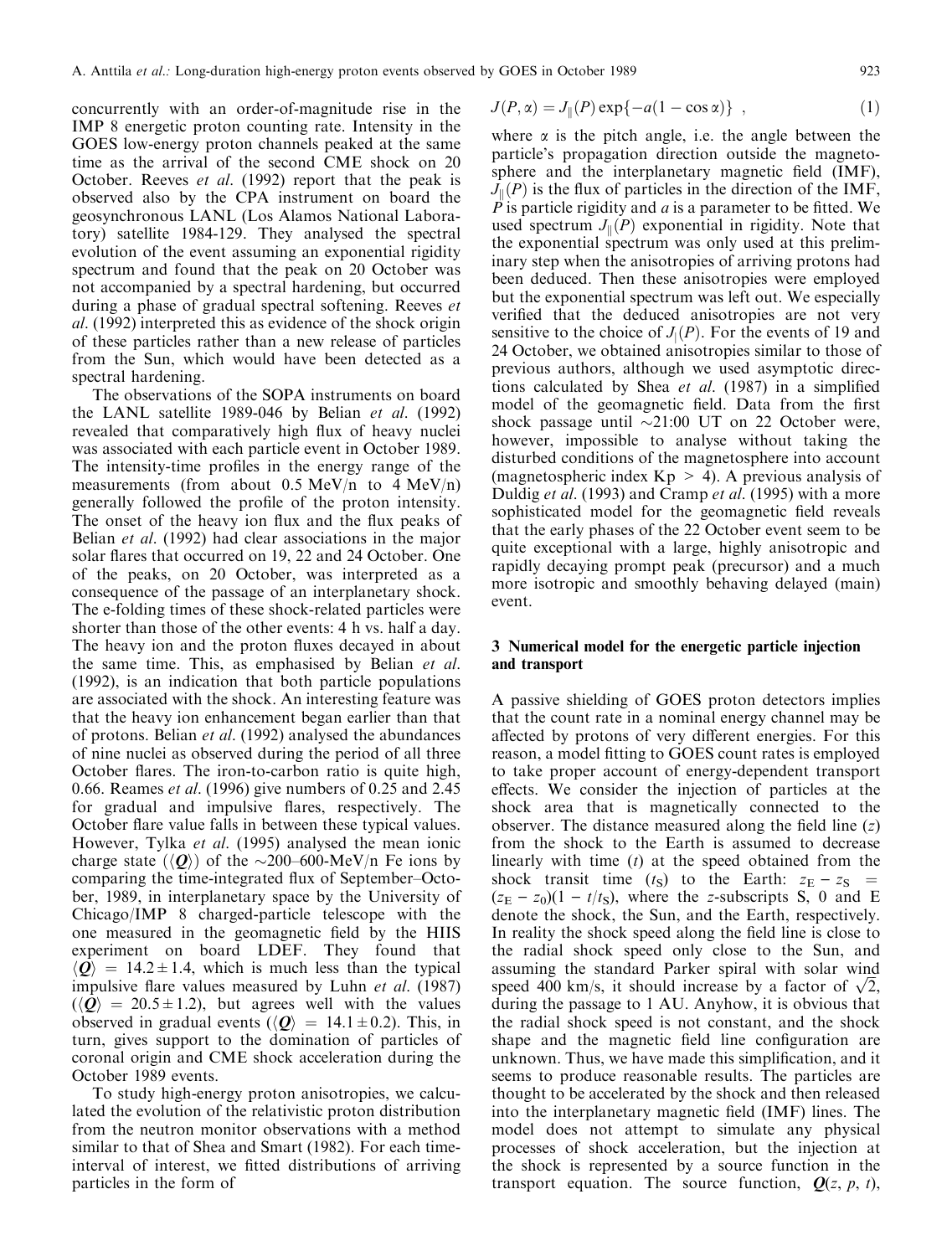concurrently with an order-of-magnitude rise in the IMP 8 energetic proton counting rate. Intensity in the GOES low-energy proton channels peaked at the same time as the arrival of the second CME shock on 20 October. Reeves *et al.* (1992) report that the peak is observed also by the CPA instrument on board the geosynchronous LANL (Los Alamos National Laboratory) satellite 1984-129. They analysed the spectral evolution of the event assuming an exponential rigidity spectrum and found that the peak on 20 October was not accompanied by a spectral hardening, but occurred during a phase of gradual spectral softening. Reeves *et al.* (1992) interpreted this as evidence of the shock origin of these particles rather than a new release of particles from the Sun, which would have been detected as a spectral hardening.

The observations of the SOPA instruments on board the LANL satellite 1989-046 by Belian *et al.* (1992) revealed that comparatively high flux of heavy nuclei was associated with each particle event in October 1989. The intensity-time profiles in the energy range of the measurements (from about 0.5 MeV/n to 4 MeV/n) generally followed the profile of the proton intensity. The onset of the heavy ion flux and the flux peaks of Belian *et al.* (1992) had clear associations in the major solar flares that occurred on 19, 22 and 24 October. One of the peaks, on 20 October, was interpreted as a consequence of the passage of an interplanetary shock. The e-folding times of these shock-related particles were shorter than those of the other events: 4 h vs. half a day. The heavy ion and the proton fluxes decayed in about the same time. This, as emphasised by Belian *et al.* (1992), is an indication that both particle populations are associated with the shock. An interesting feature was that the heavy ion enhancement began earlier than that of protons. Belian *et al.* (1992) analysed the abundances of nine nuclei as observed during the period of all three October flares. The iron-to-carbon ratio is quite high, 0.66. Reames *et al.* (1996) give numbers of 0.25 and 2.45 for gradual and impulsive flares, respectively. The October flare value falls in between these typical values. However, Tylka *et al.* (1995) analysed the mean ionic charge state ($\langle \boldsymbol{Q} \rangle$) of the ~200–600-MeV/n Fe ions by comparing the time-integrated flux of September–October, 1989, in interplanetary space by the University of Chicago/IMP 8 charged-particle telescope with the one measured in the geomagnetic field by the HIIS experiment on board LDEF. They found that $\langle \boldsymbol{Q} \rangle = 14.2 \pm 1.4$, which is much less than the typical impulsive flare values measured by Luhn *et al.* (1987) ($\langle \boldsymbol{Q} \rangle = 20.5 \pm 1.2$), but agrees well with the values observed in gradual events ($\langle \boldsymbol{Q} \rangle = 14.1 \pm 0.2$). This, in turn, gives support to the domination of particles of coronal origin and CME shock acceleration during the October 1989 events.

To study high-energy proton anisotropies, we calculated the evolution of the relativistic proton distribution from the neutron monitor observations with a method similar to that of Shea and Smart (1982). For each time-interval of interest, we fitted distributions of arriving particles in the form of

$$J(P, \alpha) = J_{\parallel}(P) \exp\{-a(1 - \cos\alpha)\} \ , \tag{1}$$

where $\alpha$ is the pitch angle, i.e. the angle between the particle's propagation direction outside the magnetosphere and the interplanetary magnetic field (IMF), $J_{\parallel}(P)$ is the flux of particles in the direction of the IMF, $P$ is particle rigidity and $a$ is a parameter to be fitted. We used spectrum $J_{\parallel}(P)$ exponential in rigidity. Note that the exponential spectrum was only used at this preliminary step when the anisotropies of arriving protons had been deduced. Then these anisotropies were employed but the exponential spectrum was left out. We especially verified that the deduced anisotropies are not very sensitive to the choice of $J_{\parallel}(P)$. For the events of 19 and 24 October, we obtained anisotropies similar to those of previous authors, although we used asymptotic directions calculated by Shea *et al.* (1987) in a simplified model of the geomagnetic field. Data from the first shock passage until ~21:00 UT on 22 October were, however, impossible to analyse without taking the disturbed conditions of the magnetosphere into account (magnetospheric index Kp > 4). A previous analysis of Duldig *et al.* (1993) and Cramp *et al.* (1995) with a more sophisticated model for the geomagnetic field reveals that the early phases of the 22 October event seem to be quite exceptional with a large, highly anisotropic and rapidly decaying prompt peak (precursor) and a much more isotropic and smoothly behaving delayed (main) event.

## 3 Numerical model for the energetic particle injection and transport

A passive shielding of GOES proton detectors implies that the count rate in a nominal energy channel may be affected by protons of very different energies. For this reason, a model fitting to GOES count rates is employed to take proper account of energy-dependent transport effects. We consider the injection of particles at the shock area that is magnetically connected to the observer. The distance measured along the field line ($z$) from the shock to the Earth is assumed to decrease linearly with time ($t$) at the speed obtained from the shock transit time ($t_S$) to the Earth: $z_E - z_S = (z_E - z_0)(1 - t/t_S)$, where the $z$-subscripts S, 0 and E denote the shock, the Sun, and the Earth, respectively. In reality the shock speed along the field line is close to the radial shock speed only close to the Sun, and assuming the standard Parker spiral with solar wind speed 400 km/s, it should increase by a factor of $\sqrt{2}$, during the passage to 1 AU. Anyhow, it is obvious that the radial shock speed is not constant, and the shock shape and the magnetic field line configuration are unknown. Thus, we have made this simplification, and it seems to produce reasonable results. The particles are thought to be accelerated by the shock and then released into the interplanetary magnetic field (IMF) lines. The model does not attempt to simulate any physical processes of shock acceleration, but the injection at the shock is represented by a source function in the transport equation. The source function, $\boldsymbol{Q}(z, p, t)$,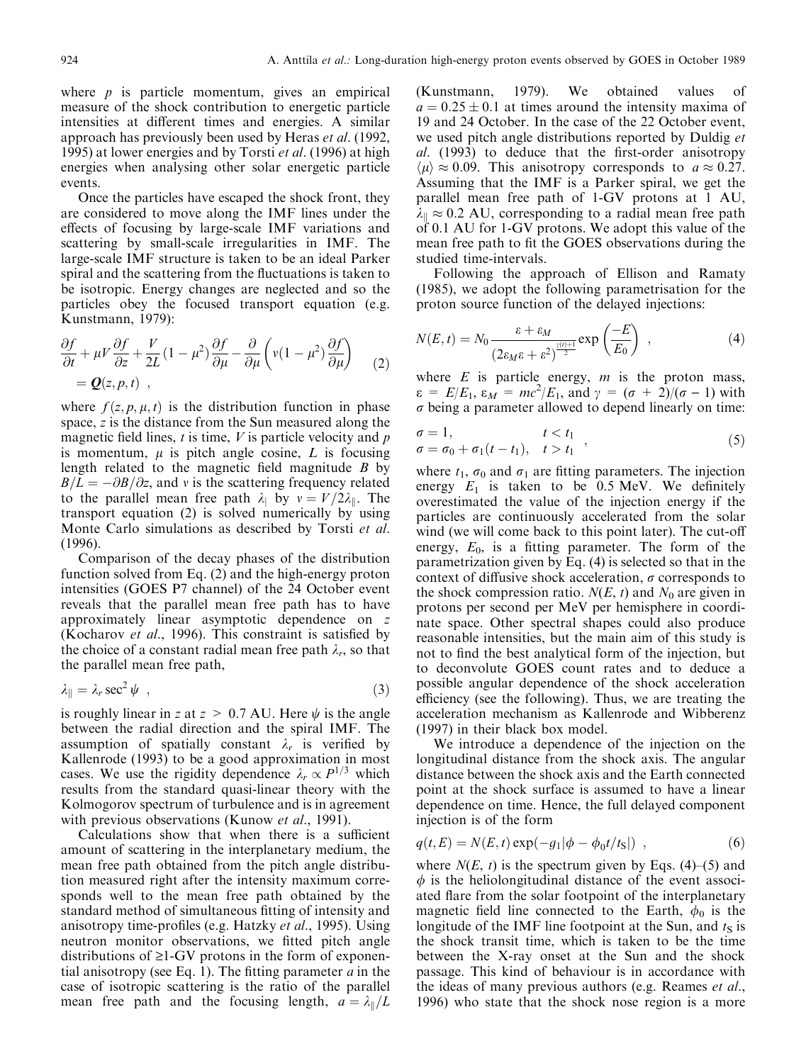where $p$ is particle momentum, gives an empirical measure of the shock contribution to energetic particle intensities at different times and energies. A similar approach has previously been used by Heras *et al*. (1992, 1995) at lower energies and by Torsti *et al*. (1996) at high energies when analysing other solar energetic particle events.

Once the particles have escaped the shock front, they are considered to move along the IMF lines under the effects of focusing by large-scale IMF variations and scattering by small-scale irregularities in IMF. The large-scale IMF structure is taken to be an ideal Parker spiral and the scattering from the fluctuations is taken to be isotropic. Energy changes are neglected and so the particles obey the focused transport equation (e.g. Kunstmann, 1979):

$$\frac{\partial f}{\partial t} + \mu V \frac{\partial f}{\partial z} + \frac{V}{2L}(1-\mu^2)\frac{\partial f}{\partial \mu} - \frac{\partial}{\partial \mu}\left(v(1-\mu^2)\frac{\partial f}{\partial \mu}\right) = \boldsymbol{Q}(z,p,t) \ , \tag{2}$$

where $f(z,p,\mu,t)$ is the distribution function in phase space, $z$ is the distance from the Sun measured along the magnetic field lines, $t$ is time, $V$ is particle velocity and $p$ is momentum, $\mu$ is pitch angle cosine, $L$ is focusing length related to the magnetic field magnitude $B$ by $B/L = -\partial B/\partial z$, and $v$ is the scattering frequency related to the parallel mean free path $\lambda_{\|}$ by $v = V/2\lambda_{\|}$. The transport equation (2) is solved numerically by using Monte Carlo simulations as described by Torsti *et al*. (1996).

Comparison of the decay phases of the distribution function solved from Eq. (2) and the high-energy proton intensities (GOES P7 channel) of the 24 October event reveals that the parallel mean free path has to have approximately linear asymptotic dependence on $z$ (Kocharov *et al*., 1996). This constraint is satisfied by the choice of a constant radial mean free path $\lambda_r$, so that the parallel mean free path,

$$\lambda_{\|} = \lambda_r \sec^2 \psi \ , \tag{3}$$

is roughly linear in $z$ at $z > 0.7$ AU. Here $\psi$ is the angle between the radial direction and the spiral IMF. The assumption of spatially constant $\lambda_r$ is verified by Kallenrode (1993) to be a good approximation in most cases. We use the rigidity dependence $\lambda_r \propto P^{1/3}$ which results from the standard quasi-linear theory with the Kolmogorov spectrum of turbulence and is in agreement with previous observations (Kunow *et al*., 1991).

Calculations show that when there is a sufficient amount of scattering in the interplanetary medium, the mean free path obtained from the pitch angle distribution measured right after the intensity maximum corresponds well to the mean free path obtained by the standard method of simultaneous fitting of intensity and anisotropy time-profiles (e.g. Hatzky *et al*., 1995). Using neutron monitor observations, we fitted pitch angle distributions of ≥1-GV protons in the form of exponential anisotropy (see Eq. 1). The fitting parameter $a$ in the case of isotropic scattering is the ratio of the parallel mean free path and the focusing length, $a = \lambda_{\|}/L$ (Kunstmann, 1979). We obtained values of $a = 0.25 \pm 0.1$ at times around the intensity maxima of 19 and 24 October. In the case of the 22 October event, we used pitch angle distributions reported by Duldig *et al*. (1993) to deduce that the first-order anisotropy $\langle\mu\rangle \approx 0.09$. This anisotropy corresponds to $a \approx 0.27$. Assuming that the IMF is a Parker spiral, we get the parallel mean free path of 1-GV protons at 1 AU, $\lambda_{\|} \approx 0.2$ AU, corresponding to a radial mean free path of 0.1 AU for 1-GV protons. We adopt this value of the mean free path to fit the GOES observations during the studied time-intervals.

Following the approach of Ellison and Ramaty (1985), we adopt the following parametrisation for the proton source function of the delayed injections:

$$N(E,t) = N_0 \frac{\varepsilon + \varepsilon_M}{(2\varepsilon_M \varepsilon + \varepsilon^2)^{\frac{\gamma(t)+1}{2}}} \exp\left(\frac{-E}{E_0}\right) \ , \tag{4}$$

where $E$ is particle energy, $m$ is the proton mass, $\varepsilon = E/E_1$, $\varepsilon_M = mc^2/E_1$, and $\gamma = (\sigma + 2)/(\sigma - 1)$ with $\sigma$ being a parameter allowed to depend linearly on time:

$$\begin{aligned} \sigma &= 1, & t < t_1 \\ \sigma &= \sigma_0 + \sigma_1(t - t_1), & t > t_1 \end{aligned} \ , \tag{5}$$

where $t_1$, $\sigma_0$ and $\sigma_1$ are fitting parameters. The injection energy $E_1$ is taken to be 0.5 MeV. We definitely overestimated the value of the injection energy if the particles are continuously accelerated from the solar wind (we will come back to this point later). The cut-off energy, $E_0$, is a fitting parameter. The form of the parametrization given by Eq. (4) is selected so that in the context of diffusive shock acceleration, $\sigma$ corresponds to the shock compression ratio. $N(E, t)$ and $N_0$ are given in protons per second per MeV per hemisphere in coordinate space. Other spectral shapes could also produce reasonable intensities, but the main aim of this study is not to find the best analytical form of the injection, but to deconvolute GOES count rates and to deduce a possible angular dependence of the shock acceleration efficiency (see the following). Thus, we are treating the acceleration mechanism as Kallenrode and Wibberenz (1997) in their black box model.

We introduce a dependence of the injection on the longitudinal distance from the shock axis. The angular distance between the shock axis and the Earth connected point at the shock surface is assumed to have a linear dependence on time. Hence, the full delayed component injection is of the form

$$q(t,E) = N(E,t) \exp(-g_1|\phi - \phi_0 t/t_S|) \ , \tag{6}$$

where $N(E, t)$ is the spectrum given by Eqs. (4)–(5) and $\phi$ is the heliolongitudinal distance of the event associated flare from the solar footpoint of the interplanetary magnetic field line connected to the Earth, $\phi_0$ is the longitude of the IMF line footpoint at the Sun, and $t_S$ is the shock transit time, which is taken to be the time between the X-ray onset at the Sun and the shock passage. This kind of behaviour is in accordance with the ideas of many previous authors (e.g. Reames *et al*., 1996) who state that the shock nose region is a more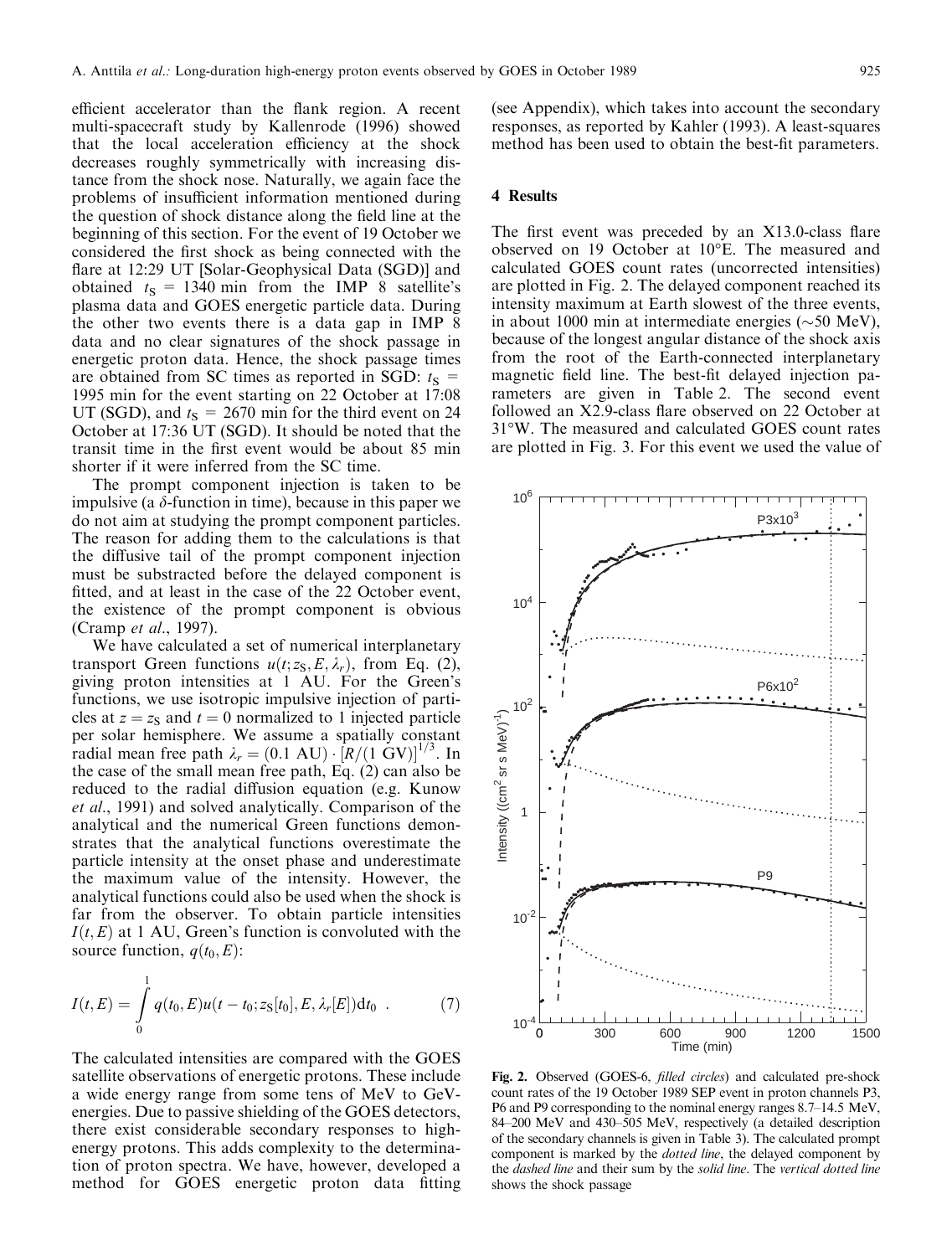efficient accelerator than the flank region. A recent multi-spacecraft study by Kallenrode (1996) showed that the local acceleration efficiency at the shock decreases roughly symmetrically with increasing distance from the shock nose. Naturally, we again face the problems of insufficient information mentioned during the question of shock distance along the field line at the beginning of this section. For the event of 19 October we considered the first shock as being connected with the flare at 12:29 UT [Solar-Geophysical Data (SGD)] and obtained $t_S$ = 1340 min from the IMP 8 satellite's plasma data and GOES energetic particle data. During the other two events there is a data gap in IMP 8 data and no clear signatures of the shock passage in energetic proton data. Hence, the shock passage times are obtained from SC times as reported in SGD: $t_S$ = 1995 min for the event starting on 22 October at 17:08 UT (SGD), and $t_S$ = 2670 min for the third event on 24 October at 17:36 UT (SGD). It should be noted that the transit time in the first event would be about 85 min shorter if it were inferred from the SC time.

The prompt component injection is taken to be impulsive (a $\delta$-function in time), because in this paper we do not aim at studying the prompt component particles. The reason for adding them to the calculations is that the diffusive tail of the prompt component injection must be substracted before the delayed component is fitted, and at least in the case of the 22 October event, the existence of the prompt component is obvious (Cramp *et al*., 1997).

We have calculated a set of numerical interplanetary transport Green functions $u(t; z_S, E, \lambda_r)$, from Eq. (2), giving proton intensities at 1 AU. For the Green's functions, we use isotropic impulsive injection of particles at $z = z_S$ and $t = 0$ normalized to 1 injected particle per solar hemisphere. We assume a spatially constant radial mean free path $\lambda_r = (0.1 \text{ AU}) \cdot [R/(1 \text{ GV})]^{1/3}$. In the case of the small mean free path, Eq. (2) can also be reduced to the radial diffusion equation (e.g. Kunow *et al*., 1991) and solved analytically. Comparison of the analytical and the numerical Green functions demonstrates that the analytical functions overestimate the particle intensity at the onset phase and underestimate the maximum value of the intensity. However, the analytical functions could also be used when the shock is far from the observer. To obtain particle intensities $I(t, E)$ at 1 AU, Green's function is convoluted with the source function, $q(t_0, E)$:

$$I(t, E) = \int_0^1 q(t_0, E) u(t - t_0; z_S[t_0], E, \lambda_r[E]) \mathrm{d}t_0 \ . \tag{7}$$

The calculated intensities are compared with the GOES satellite observations of energetic protons. These include a wide energy range from some tens of MeV to GeV-energies. Due to passive shielding of the GOES detectors, there exist considerable secondary responses to high-energy protons. This adds complexity to the determination of proton spectra. We have, however, developed a method for GOES energetic proton data fitting (see Appendix), which takes into account the secondary responses, as reported by Kahler (1993). A least-squares method has been used to obtain the best-fit parameters.

## 4 Results

The first event was preceded by an X13.0-class flare observed on 19 October at 10°E. The measured and calculated GOES count rates (uncorrected intensities) are plotted in Fig. 2. The delayed component reached its intensity maximum at Earth slowest of the three events, in about 1000 min at intermediate energies (~50 MeV), because of the longest angular distance of the shock axis from the root of the Earth-connected interplanetary magnetic field line. The best-fit delayed injection parameters are given in Table 2. The second event followed an X2.9-class flare observed on 22 October at 31°W. The measured and calculated GOES count rates are plotted in Fig. 3. For this event we used the value of

**Fig. 2.** Observed (GOES-6, *filled circles*) and calculated pre-shock count rates of the 19 October 1989 SEP event in proton channels P3, P6 and P9 corresponding to the nominal energy ranges 8.7–14.5 MeV, 84–200 MeV and 430–505 MeV, respectively (a detailed description of the secondary channels is given in Table 3). The calculated prompt component is marked by the *dotted line*, the delayed component by the *dashed line* and their sum by the *solid line*. The *vertical dotted line* shows the shock passage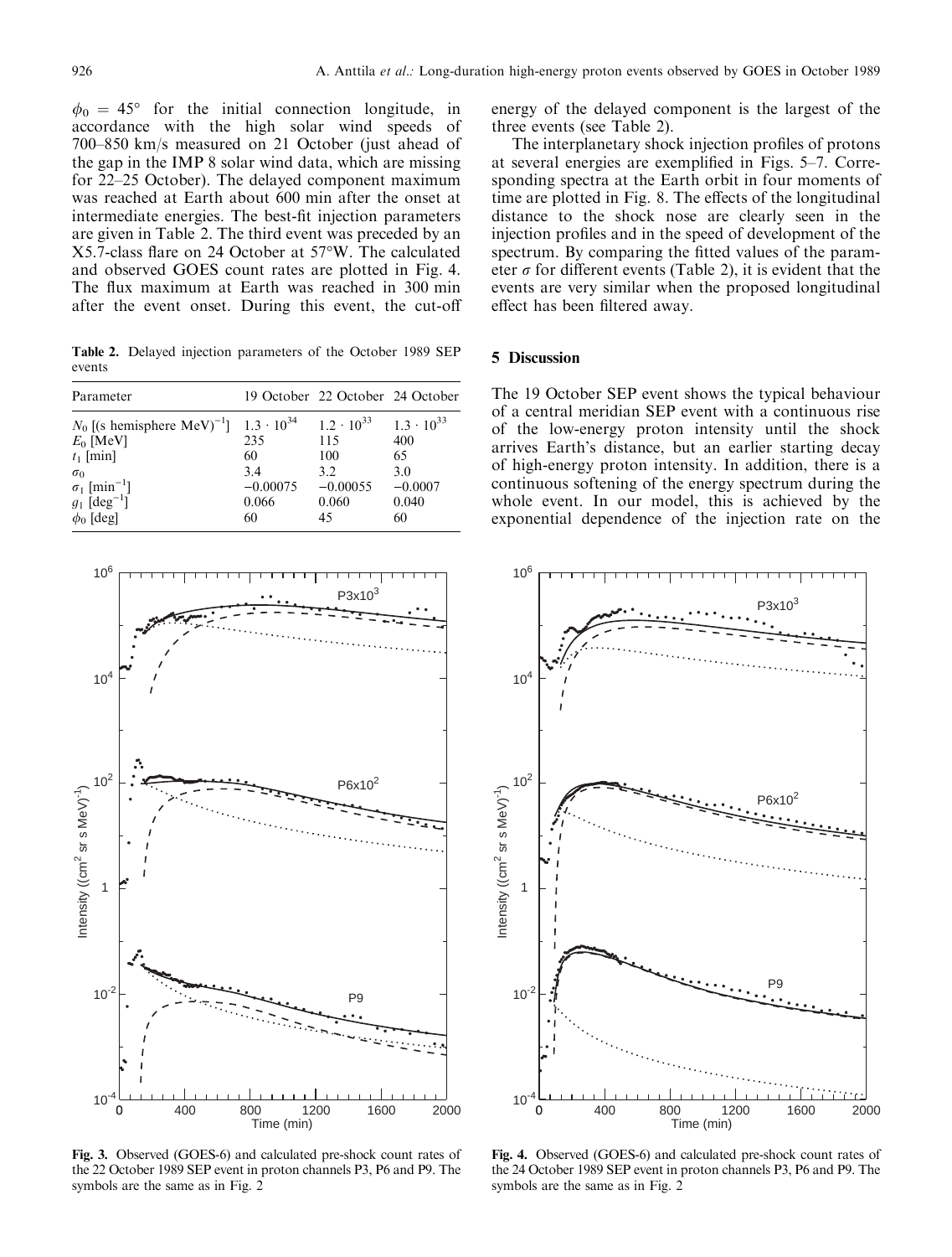$\phi_0 = 45°$ for the initial connection longitude, in accordance with the high solar wind speeds of 700–850 km/s measured on 21 October (just ahead of the gap in the IMP 8 solar wind data, which are missing for 22–25 October). The delayed component maximum was reached at Earth about 600 min after the onset at intermediate energies. The best-fit injection parameters are given in Table 2. The third event was preceded by an X5.7-class flare on 24 October at 57°W. The calculated and observed GOES count rates are plotted in Fig. 4. The flux maximum at Earth was reached in 300 min after the event onset. During this event, the cut-off energy of the delayed component is the largest of the three events (see Table 2).

**Table 2.** Delayed injection parameters of the October 1989 SEP events

| Parameter | 19 October | 22 October | 24 October |
|---|---|---|---|
| $N_0$ [(s hemisphere MeV)$^{-1}$] | $1.3 \cdot 10^{34}$ | $1.2 \cdot 10^{33}$ | $1.3 \cdot 10^{33}$ |
| $E_0$ [MeV] | 235 | 115 | 400 |
| $t_1$ [min] | 60 | 100 | 65 |
| $\sigma_0$ | 3.4 | 3.2 | 3.0 |
| $\sigma_1$ [min$^{-1}$] | −0.00075 | −0.00055 | −0.0007 |
| $g_1$ [deg$^{-1}$] | 0.066 | 0.060 | 0.040 |
| $\phi_0$ [deg] | 60 | 45 | 60 |

The interplanetary shock injection profiles of protons at several energies are exemplified in Figs. 5–7. Corresponding spectra at the Earth orbit in four moments of time are plotted in Fig. 8. The effects of the longitudinal distance to the shock nose are clearly seen in the injection profiles and in the speed of development of the spectrum. By comparing the fitted values of the parameter $\sigma$ for different events (Table 2), it is evident that the events are very similar when the proposed longitudinal effect has been filtered away.

## 5 Discussion

The 19 October SEP event shows the typical behaviour of a central meridian SEP event with a continuous rise of the low-energy proton intensity until the shock arrives Earth's distance, but an earlier starting decay of high-energy proton intensity. In addition, there is a continuous softening of the energy spectrum during the whole event. In our model, this is achieved by the exponential dependence of the injection rate on the

**Fig. 3.** Observed (GOES-6) and calculated pre-shock count rates of the 22 October 1989 SEP event in proton channels P3, P6 and P9. The symbols are the same as in Fig. 2

**Fig. 4.** Observed (GOES-6) and calculated pre-shock count rates of the 24 October 1989 SEP event in proton channels P3, P6 and P9. The symbols are the same as in Fig. 2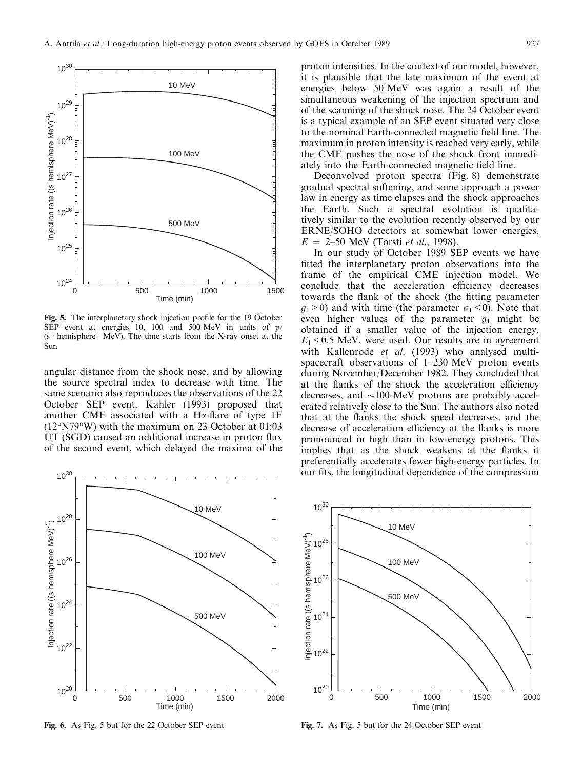Fig. 5. The interplanetary shock injection profile for the 19 October SEP event at energies 10, 100 and 500 MeV in units of p/(s · hemisphere · MeV). The time starts from the X-ray onset at the Sun

angular distance from the shock nose, and by allowing the source spectral index to decrease with time. The same scenario also reproduces the observations of the 22 October SEP event. Kahler (1993) proposed that another CME associated with a Hα-flare of type 1F (12°N79°W) with the maximum on 23 October at 01:03 UT (SGD) caused an additional increase in proton flux of the second event, which delayed the maxima of the proton intensities. In the context of our model, however, it is plausible that the late maximum of the event at energies below 50 MeV was again a result of the simultaneous weakening of the injection spectrum and of the scanning of the shock nose. The 24 October event is a typical example of an SEP event situated very close to the nominal Earth-connected magnetic field line. The maximum in proton intensity is reached very early, while the CME pushes the nose of the shock front immediately into the Earth-connected magnetic field line.

Deconvolved proton spectra (Fig. 8) demonstrate gradual spectral softening, and some approach a power law in energy as time elapses and the shock approaches the Earth. Such a spectral evolution is qualitatively similar to the evolution recently observed by our ERNE/SOHO detectors at somewhat lower energies, $E = 2$–$50$ MeV (Torsti *et al.*, 1998).

In our study of October 1989 SEP events we have fitted the interplanetary proton observations into the frame of the empirical CME injection model. We conclude that the acceleration efficiency decreases towards the flank of the shock (the fitting parameter $g_1 > 0$) and with time (the parameter $\sigma_1 < 0$). Note that even higher values of the parameter $g_1$ might be obtained if a smaller value of the injection energy, $E_1 < 0.5$ MeV, were used. Our results are in agreement with Kallenrode *et al.* (1993) who analysed multi-spacecraft observations of 1–230 MeV proton events during November/December 1982. They concluded that at the flanks of the shock the acceleration efficiency decreases, and ~100-MeV protons are probably accelerated relatively close to the Sun. The authors also noted that at the flanks the shock speed decreases, and the decrease of acceleration efficiency at the flanks is more pronounced in high than in low-energy protons. This implies that as the shock weakens at the flanks it preferentially accelerates fewer high-energy particles. In our fits, the longitudinal dependence of the compression

Fig. 6. As Fig. 5 but for the 22 October SEP event

Fig. 7. As Fig. 5 but for the 24 October SEP event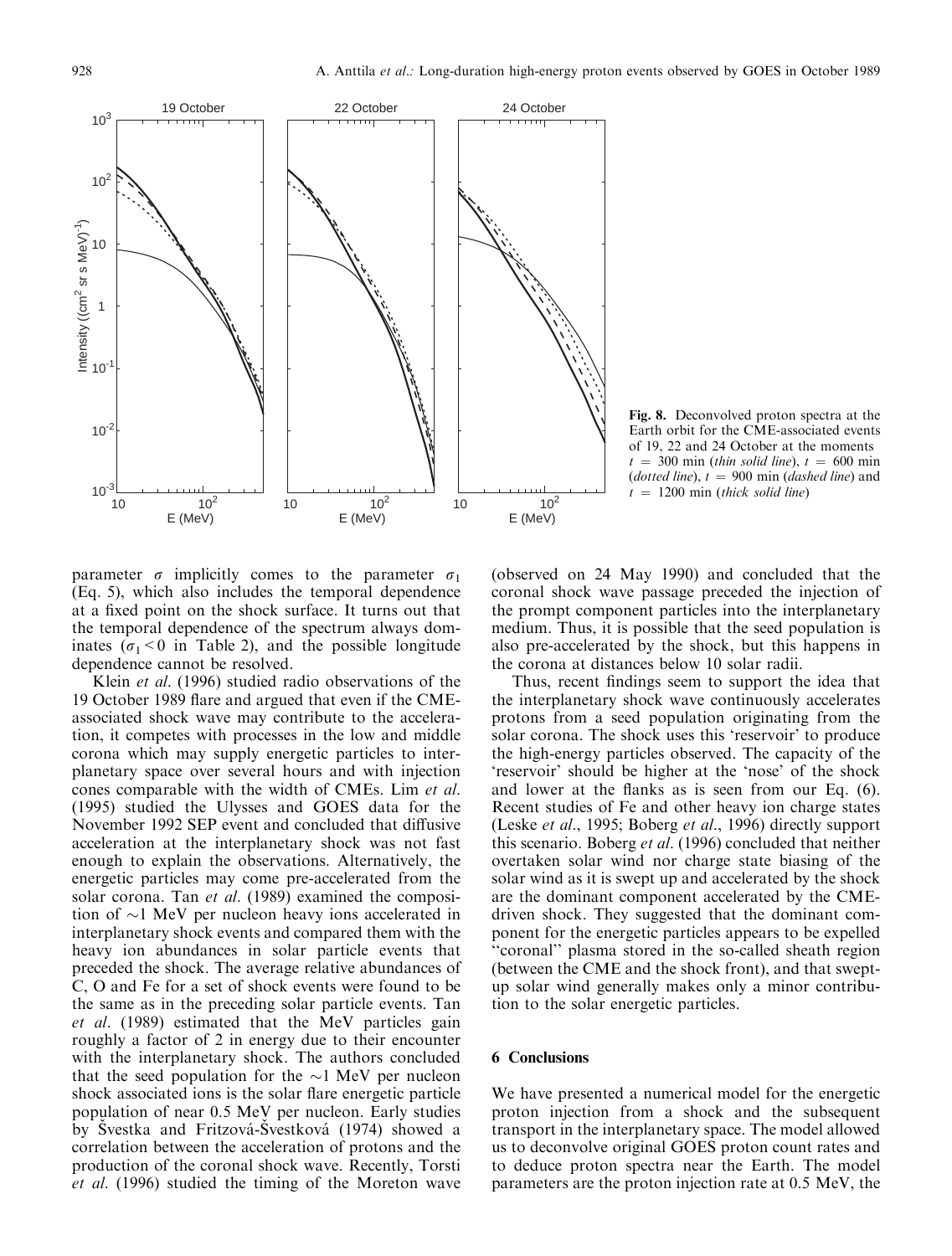Fig. 8. Deconvolved proton spectra at the Earth orbit for the CME-associated events of 19, 22 and 24 October at the moments $t = 300$ min (*thin solid line*), $t = 600$ min (*dotted line*), $t = 900$ min (*dashed line*) and $t = 1200$ min (*thick solid line*)

parameter $\sigma$ implicitly comes to the parameter $\sigma_1$ (Eq. 5), which also includes the temporal dependence at a fixed point on the shock surface. It turns out that the temporal dependence of the spectrum always dominates ($\sigma_1 < 0$ in Table 2), and the possible longitude dependence cannot be resolved.

Klein *et al.* (1996) studied radio observations of the 19 October 1989 flare and argued that even if the CME-associated shock wave may contribute to the acceleration, it competes with processes in the low and middle corona which may supply energetic particles to interplanetary space over several hours and with injection cones comparable with the width of CMEs. Lim *et al.* (1995) studied the Ulysses and GOES data for the November 1992 SEP event and concluded that diffusive acceleration at the interplanetary shock was not fast enough to explain the observations. Alternatively, the energetic particles may come pre-accelerated from the solar corona. Tan *et al.* (1989) examined the composition of ~1 MeV per nucleon heavy ions accelerated in interplanetary shock events and compared them with the heavy ion abundances in solar particle events that preceded the shock. The average relative abundances of C, O and Fe for a set of shock events were found to be the same as in the preceding solar particle events. Tan *et al.* (1989) estimated that the MeV particles gain roughly a factor of 2 in energy due to their encounter with the interplanetary shock. The authors concluded that the seed population for the ~1 MeV per nucleon shock associated ions is the solar flare energetic particle population of near 0.5 MeV per nucleon. Early studies by Švestka and Fritzová-Švestková (1974) showed a correlation between the acceleration of protons and the production of the coronal shock wave. Recently, Torsti *et al.* (1996) studied the timing of the Moreton wave (observed on 24 May 1990) and concluded that the coronal shock wave passage preceded the injection of the prompt component particles into the interplanetary medium. Thus, it is possible that the seed population is also pre-accelerated by the shock, but this happens in the corona at distances below 10 solar radii.

Thus, recent findings seem to support the idea that the interplanetary shock wave continuously accelerates protons from a seed population originating from the solar corona. The shock uses this 'reservoir' to produce the high-energy particles observed. The capacity of the 'reservoir' should be higher at the 'nose' of the shock and lower at the flanks as is seen from our Eq. (6). Recent studies of Fe and other heavy ion charge states (Leske *et al.*, 1995; Boberg *et al.*, 1996) directly support this scenario. Boberg *et al.* (1996) concluded that neither overtaken solar wind nor charge state biasing of the solar wind as it is swept up and accelerated by the shock are the dominant component accelerated by the CME-driven shock. They suggested that the dominant component for the energetic particles appears to be expelled "coronal" plasma stored in the so-called sheath region (between the CME and the shock front), and that swept-up solar wind generally makes only a minor contribution to the solar energetic particles.

## 6 Conclusions

We have presented a numerical model for the energetic proton injection from a shock and the subsequent transport in the interplanetary space. The model allowed us to deconvolve original GOES proton count rates and to deduce proton spectra near the Earth. The model parameters are the proton injection rate at 0.5 MeV, the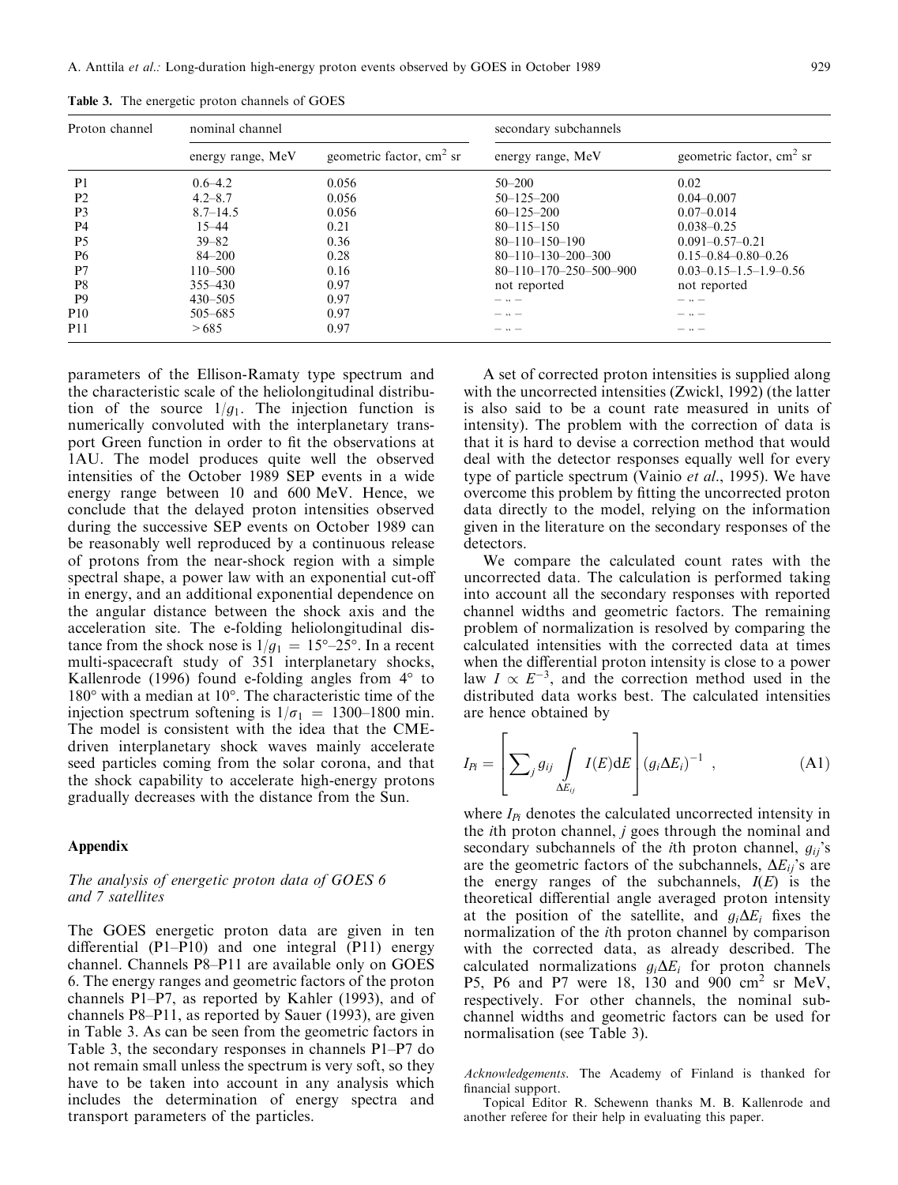**Table 3.** The energetic proton channels of GOES

| Proton channel | nominal channel | | secondary subchannels | |
|---|---|---|---|---|
| | energy range, MeV | geometric factor, cm$^2$ sr | energy range, MeV | geometric factor, cm$^2$ sr |
| P1 | 0.6–4.2 | 0.056 | 50–200 | 0.02 |
| P2 | 4.2–8.7 | 0.056 | 50–125–200 | 0.04–0.007 |
| P3 | 8.7–14.5 | 0.056 | 60–125–200 | 0.07–0.014 |
| P4 | 15–44 | 0.21 | 80–115–150 | 0.038–0.25 |
| P5 | 39–82 | 0.36 | 80–110–150–190 | 0.091–0.57–0.21 |
| P6 | 84–200 | 0.28 | 80–110–130–200–300 | 0.15–0.84–0.80–0.26 |
| P7 | 110–500 | 0.16 | 80–110–170–250–500–900 | 0.03–0.15–1.5–1.9–0.56 |
| P8 | 355–430 | 0.97 | not reported | not reported |
| P9 | 430–505 | 0.97 | – „ – | – „ – |
| P10 | 505–685 | 0.97 | – „ – | – „ – |
| P11 | > 685 | 0.97 | – „ – | – „ – |

parameters of the Ellison-Ramaty type spectrum and the characteristic scale of the heliolongitudinal distribution of the source $1/g_1$. The injection function is numerically convoluted with the interplanetary transport Green function in order to fit the observations at 1AU. The model produces quite well the observed intensities of the October 1989 SEP events in a wide energy range between 10 and 600 MeV. Hence, we conclude that the delayed proton intensities observed during the successive SEP events on October 1989 can be reasonably well reproduced by a continuous release of protons from the near-shock region with a simple spectral shape, a power law with an exponential cut-off in energy, and an additional exponential dependence on the angular distance between the shock axis and the acceleration site. The e-folding heliolongitudinal distance from the shock nose is $1/g_1 = 15°$–$25°$. In a recent multi-spacecraft study of 351 interplanetary shocks, Kallenrode (1996) found e-folding angles from 4° to 180° with a median at 10°. The characteristic time of the injection spectrum softening is $1/\sigma_1 = 1300$–$1800$ min. The model is consistent with the idea that the CME-driven interplanetary shock waves mainly accelerate seed particles coming from the solar corona, and that the shock capability to accelerate high-energy protons gradually decreases with the distance from the Sun.

## Appendix

### *The analysis of energetic proton data of GOES 6 and 7 satellites*

The GOES energetic proton data are given in ten differential (P1–P10) and one integral (P11) energy channel. Channels P8–P11 are available only on GOES 6. The energy ranges and geometric factors of the proton channels P1–P7, as reported by Kahler (1993), and of channels P8–P11, as reported by Sauer (1993), are given in Table 3. As can be seen from the geometric factors in Table 3, the secondary responses in channels P1–P7 do not remain small unless the spectrum is very soft, so they have to be taken into account in any analysis which includes the determination of energy spectra and transport parameters of the particles.

A set of corrected proton intensities is supplied along with the uncorrected intensities (Zwickl, 1992) (the latter is also said to be a count rate measured in units of intensity). The problem with the correction of data is that it is hard to devise a correction method that would deal with the detector responses equally well for every type of particle spectrum (Vainio *et al*., 1995). We have overcome this problem by fitting the uncorrected proton data directly to the model, relying on the information given in the literature on the secondary responses of the detectors.

We compare the calculated count rates with the uncorrected data. The calculation is performed taking into account all the secondary responses with reported channel widths and geometric factors. The remaining problem of normalization is resolved by comparing the calculated intensities with the corrected data at times when the differential proton intensity is close to a power law $I \propto E^{-3}$, and the correction method used in the distributed data works best. The calculated intensities are hence obtained by

$$I_{Pi} = \left[ \sum_j g_{ij} \int_{\Delta E_{ij}} I(E) \mathrm{d}E \right] (g_i \Delta E_i)^{-1} \ , \tag{A1}$$

where $I_{Pi}$ denotes the calculated uncorrected intensity in the $i$th proton channel, $j$ goes through the nominal and secondary subchannels of the $i$th proton channel, $g_{ij}$'s are the geometric factors of the subchannels, $\Delta E_{ij}$'s are the energy ranges of the subchannels, $I(E)$ is the theoretical differential angle averaged proton intensity at the position of the satellite, and $g_i \Delta E_i$ fixes the normalization of the $i$th proton channel by comparison with the corrected data, as already described. The calculated normalizations $g_i \Delta E_i$ for proton channels P5, P6 and P7 were 18, 130 and 900 cm$^2$ sr MeV, respectively. For other channels, the nominal subchannel widths and geometric factors can be used for normalisation (see Table 3).

*Acknowledgements*. The Academy of Finland is thanked for financial support.

Topical Editor R. Schewenn thanks M. B. Kallenrode and another referee for their help in evaluating this paper.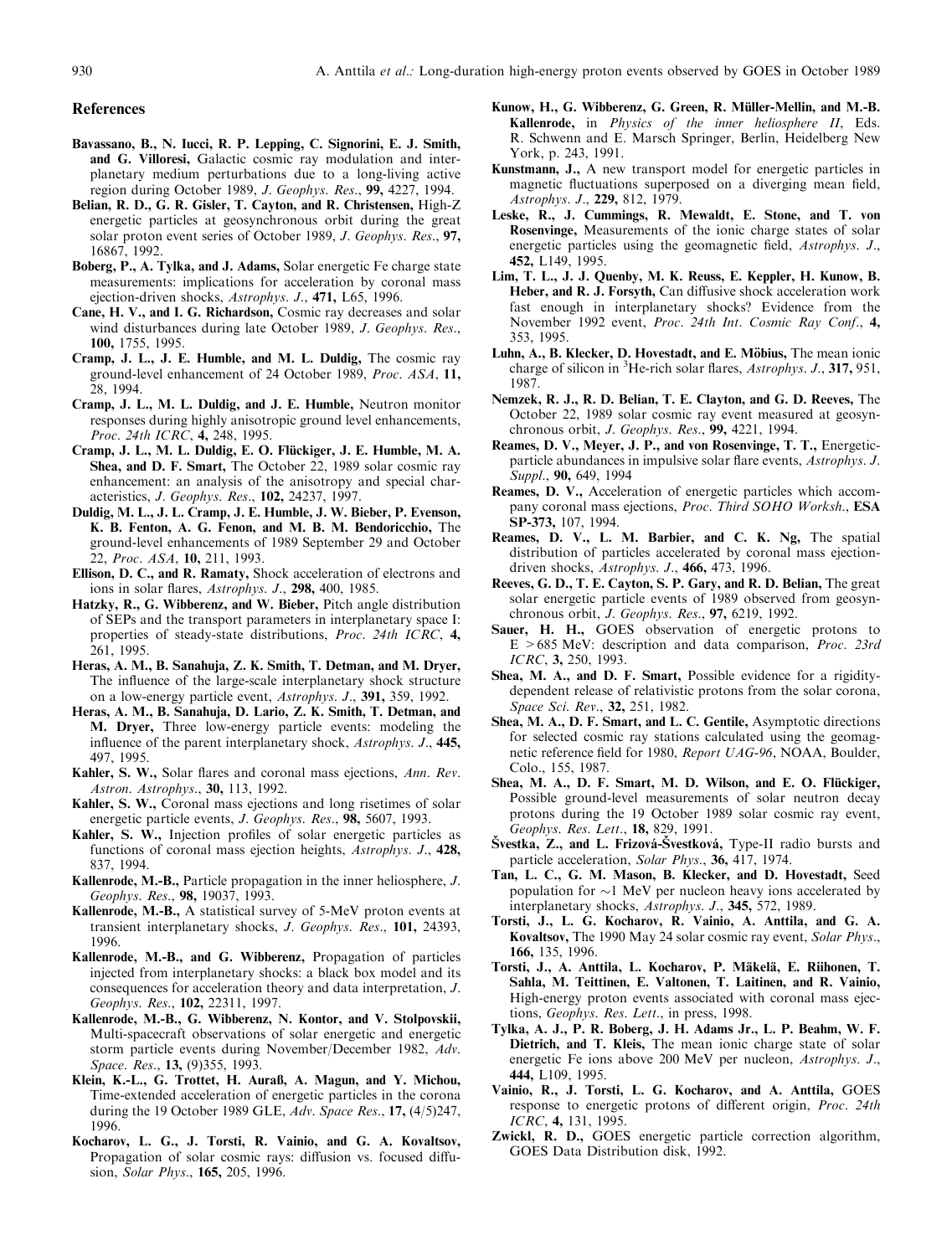## References

**Bavassano, B., N. Iucci, R. P. Lepping, C. Signorini, E. J. Smith, and G. Villoresi,** Galactic cosmic ray modulation and interplanetary medium perturbations due to a long-living active region during October 1989, *J. Geophys. Res.*, **99,** 4227, 1994.

**Belian, R. D., G. R. Gisler, T. Cayton, and R. Christensen,** High-Z energetic particles at geosynchronous orbit during the great solar proton event series of October 1989, *J. Geophys. Res.*, **97,** 16867, 1992.

**Boberg, P., A. Tylka, and J. Adams,** Solar energetic Fe charge state measurements: implications for acceleration by coronal mass ejection-driven shocks, *Astrophys. J.*, **471,** L65, 1996.

**Cane, H. V., and I. G. Richardson,** Cosmic ray decreases and solar wind disturbances during late October 1989, *J. Geophys. Res.*, **100,** 1755, 1995.

**Cramp, J. L., J. E. Humble, and M. L. Duldig,** The cosmic ray ground-level enhancement of 24 October 1989, *Proc. ASA*, **11,** 28, 1994.

**Cramp, J. L., M. L. Duldig, and J. E. Humble,** Neutron monitor responses during highly anisotropic ground level enhancements, *Proc. 24th ICRC*, **4,** 248, 1995.

**Cramp, J. L., M. L. Duldig, E. O. Flückiger, J. E. Humble, M. A. Shea, and D. F. Smart,** The October 22, 1989 solar cosmic ray enhancement: an analysis of the anisotropy and special characteristics, *J. Geophys. Res.*, **102,** 24237, 1997.

**Duldig, M. L., J. L. Cramp, J. E. Humble, J. W. Bieber, P. Evenson, K. B. Fenton, A. G. Fenon, and M. B. M. Bendoricchio,** The ground-level enhancements of 1989 September 29 and October 22, *Proc. ASA*, **10,** 211, 1993.

**Ellison, D. C., and R. Ramaty,** Shock acceleration of electrons and ions in solar flares, *Astrophys. J.*, **298,** 400, 1985.

**Hatzky, R., G. Wibberenz, and W. Bieber,** Pitch angle distribution of SEPs and the transport parameters in interplanetary space I: properties of steady-state distributions, *Proc. 24th ICRC*, **4,** 261, 1995.

**Heras, A. M., B. Sanahuja, Z. K. Smith, T. Detman, and M. Dryer,** The influence of the large-scale interplanetary shock structure on a low-energy particle event, *Astrophys. J.*, **391,** 359, 1992.

**Heras, A. M., B. Sanahuja, D. Lario, Z. K. Smith, T. Detman, and M. Dryer,** Three low-energy particle events: modeling the influence of the parent interplanetary shock, *Astrophys. J.*, **445,** 497, 1995.

**Kahler, S. W.,** Solar flares and coronal mass ejections, *Ann. Rev. Astron. Astrophys.*, **30,** 113, 1992.

**Kahler, S. W.,** Coronal mass ejections and long risetimes of solar energetic particle events, *J. Geophys. Res.*, **98,** 5607, 1993.

**Kahler, S. W.,** Injection profiles of solar energetic particles as functions of coronal mass ejection heights, *Astrophys. J.*, **428,** 837, 1994.

**Kallenrode, M.-B.,** Particle propagation in the inner heliosphere, *J. Geophys. Res.*, **98,** 19037, 1993.

**Kallenrode, M.-B.,** A statistical survey of 5-MeV proton events at transient interplanetary shocks, *J. Geophys. Res.*, **101,** 24393, 1996.

**Kallenrode, M.-B., and G. Wibberenz,** Propagation of particles injected from interplanetary shocks: a black box model and its consequences for acceleration theory and data interpretation, *J. Geophys. Res.*, **102,** 22311, 1997.

**Kallenrode, M.-B., G. Wibberenz, N. Kontor, and V. Stolpovskii,** Multi-spacecraft observations of solar energetic and energetic storm particle events during November/December 1982, *Adv. Space. Res.*, **13,** (9)355, 1993.

**Klein, K.-L., G. Trottet, H. Auraß, A. Magun, and Y. Michou,** Time-extended acceleration of energetic particles in the corona during the 19 October 1989 GLE, *Adv. Space Res.*, **17,** (4/5)247, 1996.

**Kocharov, L. G., J. Torsti, R. Vainio, and G. A. Kovaltsov,** Propagation of solar cosmic rays: diffusion vs. focused diffusion, *Solar Phys.*, **165,** 205, 1996.

**Kunow, H., G. Wibberenz, G. Green, R. Müller-Mellin, and M.-B. Kallenrode,** in *Physics of the inner heliosphere II*, Eds. R. Schwenn and E. Marsch Springer, Berlin, Heidelberg New York, p. 243, 1991.

**Kunstmann, J.,** A new transport model for energetic particles in magnetic fluctuations superposed on a diverging mean field, *Astrophys. J.*, **229,** 812, 1979.

**Leske, R., J. Cummings, R. Mewaldt, E. Stone, and T. von Rosenvinge,** Measurements of the ionic charge states of solar energetic particles using the geomagnetic field, *Astrophys. J.*, **452,** L149, 1995.

**Lim, T. L., J. J. Quenby, M. K. Reuss, E. Keppler, H. Kunow, B. Heber, and R. J. Forsyth,** Can diffusive shock acceleration work fast enough in interplanetary shocks? Evidence from the November 1992 event, *Proc. 24th Int. Cosmic Ray Conf.*, **4,** 353, 1995.

**Luhn, A., B. Klecker, D. Hovestadt, and E. Möbius,** The mean ionic charge of silicon in $^3$He-rich solar flares, *Astrophys. J.*, **317,** 951, 1987.

**Nemzek, R. J., R. D. Belian, T. E. Clayton, and G. D. Reeves,** The October 22, 1989 solar cosmic ray event measured at geosynchronous orbit, *J. Geophys. Res.*, **99,** 4221, 1994.

**Reames, D. V., Meyer, J. P., and von Rosenvinge, T. T.,** Energetic-particle abundances in impulsive solar flare events, *Astrophys. J. Suppl.*, **90,** 649, 1994

**Reames, D. V.,** Acceleration of energetic particles which accompany coronal mass ejections, *Proc. Third SOHO Worksh.*, **ESA SP-373,** 107, 1994.

**Reames, D. V., L. M. Barbier, and C. K. Ng,** The spatial distribution of particles accelerated by coronal mass ejection-driven shocks, *Astrophys. J.*, **466,** 473, 1996.

**Reeves, G. D., T. E. Cayton, S. P. Gary, and R. D. Belian,** The great solar energetic particle events of 1989 observed from geosynchronous orbit, *J. Geophys. Res.*, **97,** 6219, 1992.

**Sauer, H. H.,** GOES observation of energetic protons to E >685 MeV: description and data comparison, *Proc. 23rd ICRC*, **3,** 250, 1993.

**Shea, M. A., and D. F. Smart,** Possible evidence for a rigidity-dependent release of relativistic protons from the solar corona, *Space Sci. Rev.*, **32,** 251, 1982.

**Shea, M. A., D. F. Smart, and L. C. Gentile,** Asymptotic directions for selected cosmic ray stations calculated using the geomagnetic reference field for 1980, *Report UAG-96*, NOAA, Boulder, Colo., 155, 1987.

**Shea, M. A., D. F. Smart, M. D. Wilson, and E. O. Flückiger,** Possible ground-level measurements of solar neutron decay protons during the 19 October 1989 solar cosmic ray event, *Geophys. Res. Lett.*, **18,** 829, 1991.

**Švestka, Z., and L. Frizová-Švestková,** Type-II radio bursts and particle acceleration, *Solar Phys.*, **36,** 417, 1974.

**Tan, L. C., G. M. Mason, B. Klecker, and D. Hovestadt,** Seed population for ~1 MeV per nucleon heavy ions accelerated by interplanetary shocks, *Astrophys. J.*, **345,** 572, 1989.

**Torsti, J., L. G. Kocharov, R. Vainio, A. Anttila, and G. A. Kovaltsov,** The 1990 May 24 solar cosmic ray event, *Solar Phys.*, **166,** 135, 1996.

**Torsti, J., A. Anttila, L. Kocharov, P. Mäkelä, E. Riihonen, T. Sahla, M. Teittinen, E. Valtonen, T. Laitinen, and R. Vainio,** High-energy proton events associated with coronal mass ejections, *Geophys. Res. Lett.*, in press, 1998.

**Tylka, A. J., P. R. Boberg, J. H. Adams Jr., L. P. Beahm, W. F. Dietrich, and T. Kleis,** The mean ionic charge state of solar energetic Fe ions above 200 MeV per nucleon, *Astrophys. J.*, **444,** L109, 1995.

**Vainio, R., J. Torsti, L. G. Kocharov, and A. Anttila,** GOES response to energetic protons of different origin, *Proc. 24th ICRC*, **4,** 131, 1995.

**Zwickl, R. D.,** GOES energetic particle correction algorithm, GOES Data Distribution disk, 1992.